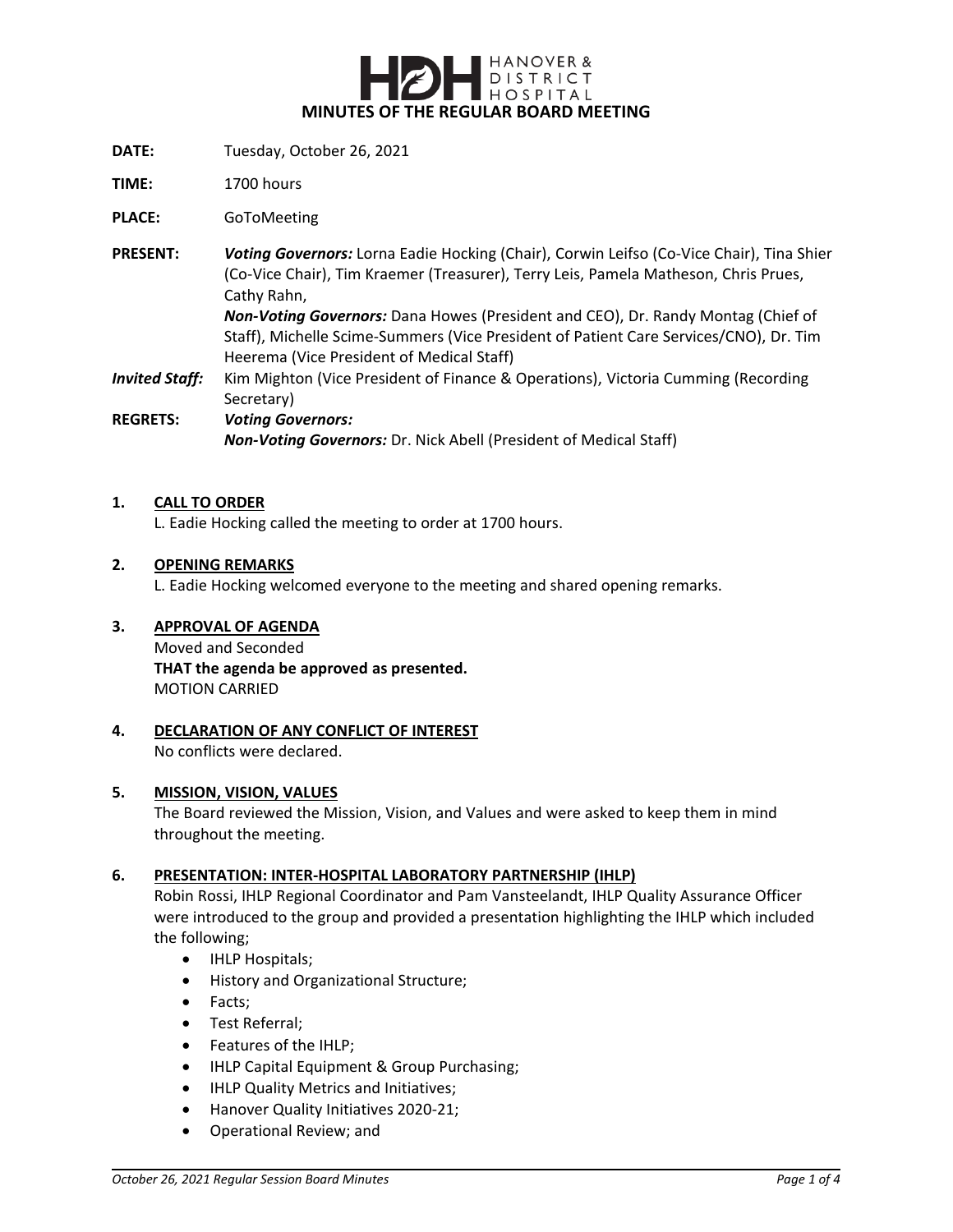# HDH HANOVER & DISTRICT HOSPITAL

## MINUTES OF THE REGULAR BOARD MEETING

**DATE:** Tuesday, October 26, 2021

**TIME:** 1700 hours

**PLACE:** GoToMeeting

**PRESENT:** ***Voting Governors:*** Lorna Eadie Hocking (Chair), Corwin Leifso (Co-Vice Chair), Tina Shier (Co-Vice Chair), Tim Kraemer (Treasurer), Terry Leis, Pamela Matheson, Chris Prues, Cathy Rahn,
***Non-Voting Governors:*** Dana Howes (President and CEO), Dr. Randy Montag (Chief of Staff), Michelle Scime-Summers (Vice President of Patient Care Services/CNO), Dr. Tim Heerema (Vice President of Medical Staff)

***Invited Staff:*** Kim Mighton (Vice President of Finance & Operations), Victoria Cumming (Recording Secretary)

**REGRETS:** ***Voting Governors:***
***Non-Voting Governors:*** Dr. Nick Abell (President of Medical Staff)

**1. CALL TO ORDER**
L. Eadie Hocking called the meeting to order at 1700 hours.

**2. OPENING REMARKS**
L. Eadie Hocking welcomed everyone to the meeting and shared opening remarks.

**3. APPROVAL OF AGENDA**
Moved and Seconded
**THAT the agenda be approved as presented.**
MOTION CARRIED

**4. DECLARATION OF ANY CONFLICT OF INTEREST**
No conflicts were declared.

**5. MISSION, VISION, VALUES**
The Board reviewed the Mission, Vision, and Values and were asked to keep them in mind throughout the meeting.

**6. PRESENTATION: INTER-HOSPITAL LABORATORY PARTNERSHIP (IHLP)**
Robin Rossi, IHLP Regional Coordinator and Pam Vansteelandt, IHLP Quality Assurance Officer were introduced to the group and provided a presentation highlighting the IHLP which included the following;

- IHLP Hospitals;
- History and Organizational Structure;
- Facts;
- Test Referral;
- Features of the IHLP;
- IHLP Capital Equipment & Group Purchasing;
- IHLP Quality Metrics and Initiatives;
- Hanover Quality Initiatives 2020-21;
- Operational Review; and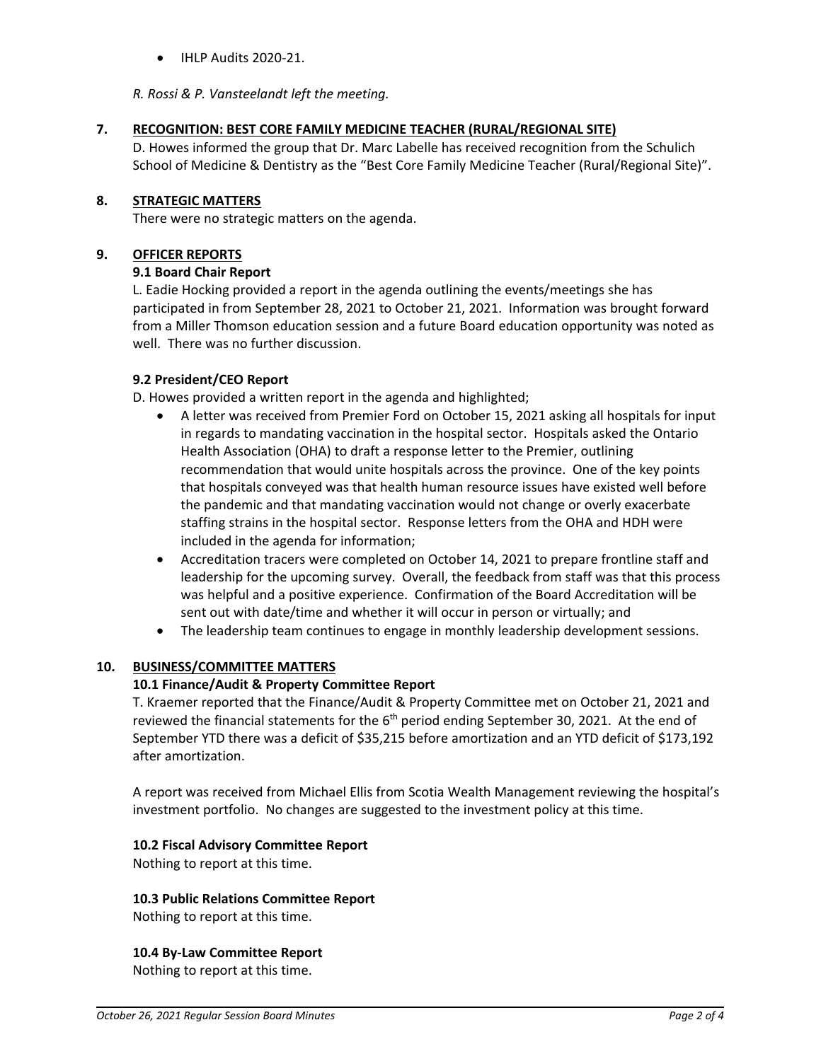- IHLP Audits 2020-21.

*R. Rossi & P. Vansteelandt left the meeting.*

## 7. RECOGNITION: BEST CORE FAMILY MEDICINE TEACHER (RURAL/REGIONAL SITE)

D. Howes informed the group that Dr. Marc Labelle has received recognition from the Schulich School of Medicine & Dentistry as the "Best Core Family Medicine Teacher (Rural/Regional Site)".

## 8. STRATEGIC MATTERS

There were no strategic matters on the agenda.

## 9. OFFICER REPORTS

### 9.1 Board Chair Report

L. Eadie Hocking provided a report in the agenda outlining the events/meetings she has participated in from September 28, 2021 to October 21, 2021. Information was brought forward from a Miller Thomson education session and a future Board education opportunity was noted as well. There was no further discussion.

### 9.2 President/CEO Report

D. Howes provided a written report in the agenda and highlighted;

- A letter was received from Premier Ford on October 15, 2021 asking all hospitals for input in regards to mandating vaccination in the hospital sector. Hospitals asked the Ontario Health Association (OHA) to draft a response letter to the Premier, outlining recommendation that would unite hospitals across the province. One of the key points that hospitals conveyed was that health human resource issues have existed well before the pandemic and that mandating vaccination would not change or overly exacerbate staffing strains in the hospital sector. Response letters from the OHA and HDH were included in the agenda for information;
- Accreditation tracers were completed on October 14, 2021 to prepare frontline staff and leadership for the upcoming survey. Overall, the feedback from staff was that this process was helpful and a positive experience. Confirmation of the Board Accreditation will be sent out with date/time and whether it will occur in person or virtually; and
- The leadership team continues to engage in monthly leadership development sessions.

## 10. BUSINESS/COMMITTEE MATTERS

### 10.1 Finance/Audit & Property Committee Report

T. Kraemer reported that the Finance/Audit & Property Committee met on October 21, 2021 and reviewed the financial statements for the 6th period ending September 30, 2021. At the end of September YTD there was a deficit of $35,215 before amortization and an YTD deficit of $173,192 after amortization.

A report was received from Michael Ellis from Scotia Wealth Management reviewing the hospital's investment portfolio. No changes are suggested to the investment policy at this time.

### 10.2 Fiscal Advisory Committee Report

Nothing to report at this time.

### 10.3 Public Relations Committee Report

Nothing to report at this time.

### 10.4 By-Law Committee Report

Nothing to report at this time.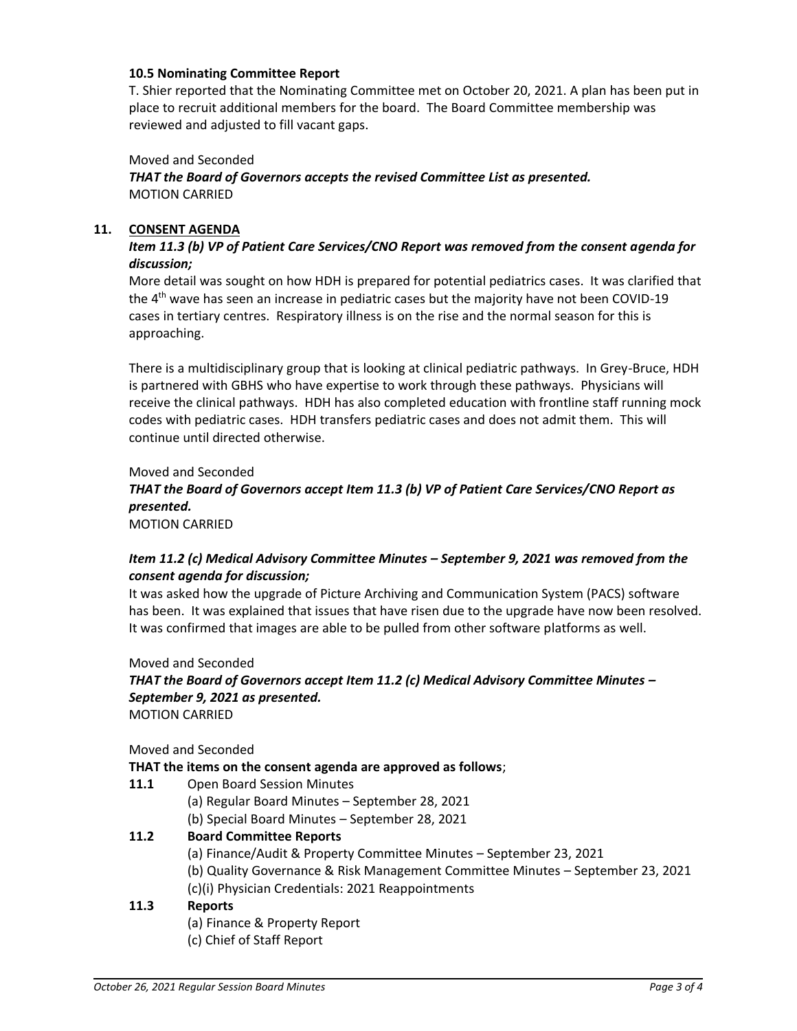### 10.5 Nominating Committee Report

T. Shier reported that the Nominating Committee met on October 20, 2021. A plan has been put in place to recruit additional members for the board. The Board Committee membership was reviewed and adjusted to fill vacant gaps.

Moved and Seconded
***THAT the Board of Governors accepts the revised Committee List as presented.***
MOTION CARRIED

## 11. CONSENT AGENDA

***Item 11.3 (b) VP of Patient Care Services/CNO Report was removed from the consent agenda for discussion;***

More detail was sought on how HDH is prepared for potential pediatrics cases. It was clarified that the 4th wave has seen an increase in pediatric cases but the majority have not been COVID-19 cases in tertiary centres. Respiratory illness is on the rise and the normal season for this is approaching.

There is a multidisciplinary group that is looking at clinical pediatric pathways. In Grey-Bruce, HDH is partnered with GBHS who have expertise to work through these pathways. Physicians will receive the clinical pathways. HDH has also completed education with frontline staff running mock codes with pediatric cases. HDH transfers pediatric cases and does not admit them. This will continue until directed otherwise.

Moved and Seconded
***THAT the Board of Governors accept Item 11.3 (b) VP of Patient Care Services/CNO Report as presented.***
MOTION CARRIED

***Item 11.2 (c) Medical Advisory Committee Minutes – September 9, 2021 was removed from the consent agenda for discussion;***

It was asked how the upgrade of Picture Archiving and Communication System (PACS) software has been. It was explained that issues that have risen due to the upgrade have now been resolved. It was confirmed that images are able to be pulled from other software platforms as well.

Moved and Seconded
***THAT the Board of Governors accept Item 11.2 (c) Medical Advisory Committee Minutes – September 9, 2021 as presented.***
MOTION CARRIED

Moved and Seconded
**THAT the items on the consent agenda are approved as follows**;

**11.1** Open Board Session Minutes
- (a) Regular Board Minutes – September 28, 2021
- (b) Special Board Minutes – September 28, 2021

**11.2 Board Committee Reports**
- (a) Finance/Audit & Property Committee Minutes – September 23, 2021
- (b) Quality Governance & Risk Management Committee Minutes – September 23, 2021
- (c)(i) Physician Credentials: 2021 Reappointments

**11.3 Reports**
- (a) Finance & Property Report
- (c) Chief of Staff Report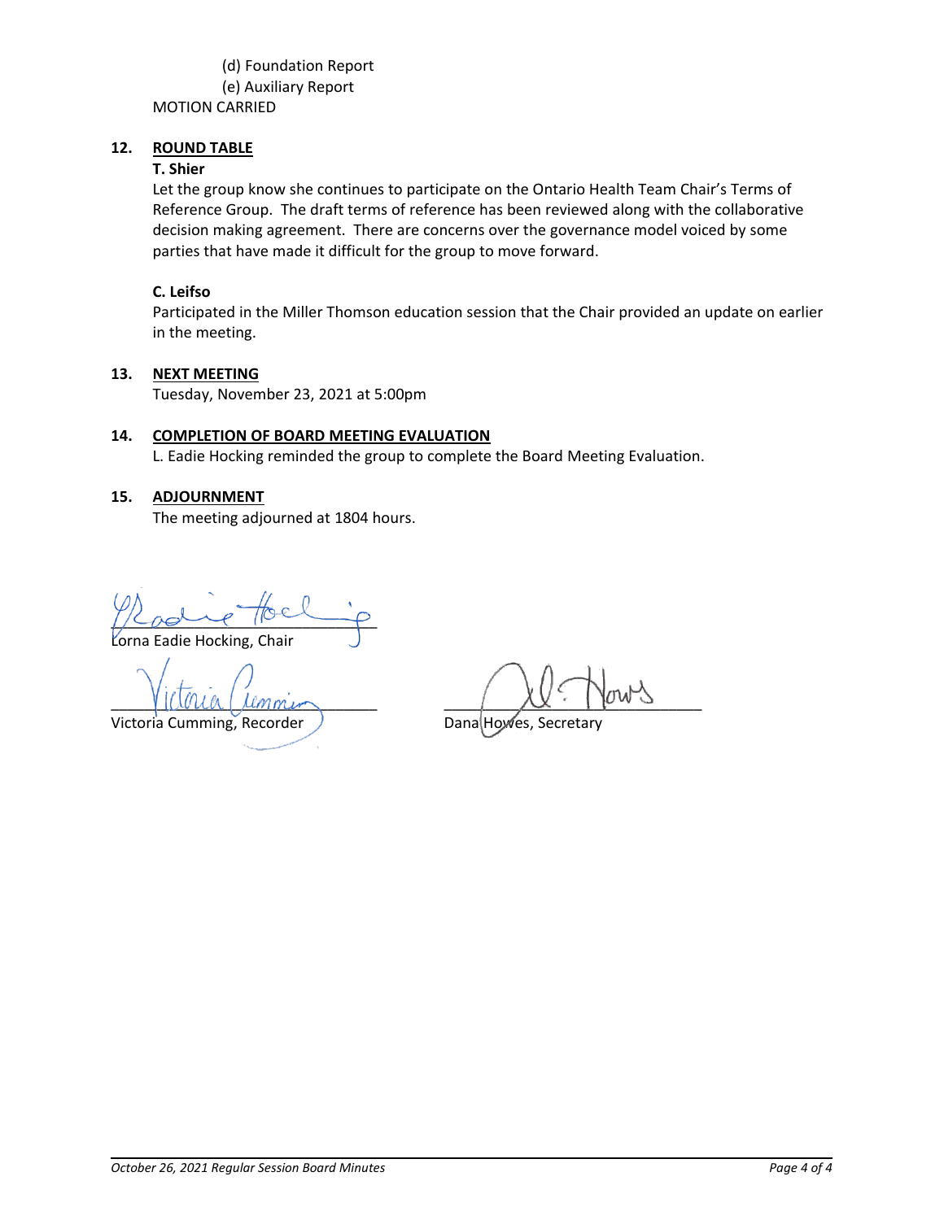(d) Foundation Report
(e) Auxiliary Report

MOTION CARRIED

## 12. ROUND TABLE

**T. Shier**

Let the group know she continues to participate on the Ontario Health Team Chair's Terms of Reference Group. The draft terms of reference has been reviewed along with the collaborative decision making agreement. There are concerns over the governance model voiced by some parties that have made it difficult for the group to move forward.

**C. Leifso**

Participated in the Miller Thomson education session that the Chair provided an update on earlier in the meeting.

## 13. NEXT MEETING

Tuesday, November 23, 2021 at 5:00pm

## 14. COMPLETION OF BOARD MEETING EVALUATION

L. Eadie Hocking reminded the group to complete the Board Meeting Evaluation.

## 15. ADJOURNMENT

The meeting adjourned at 1804 hours.

Lorna Eadie Hocking, Chair

Victoria Cumming, Recorder

Dana Howes, Secretary